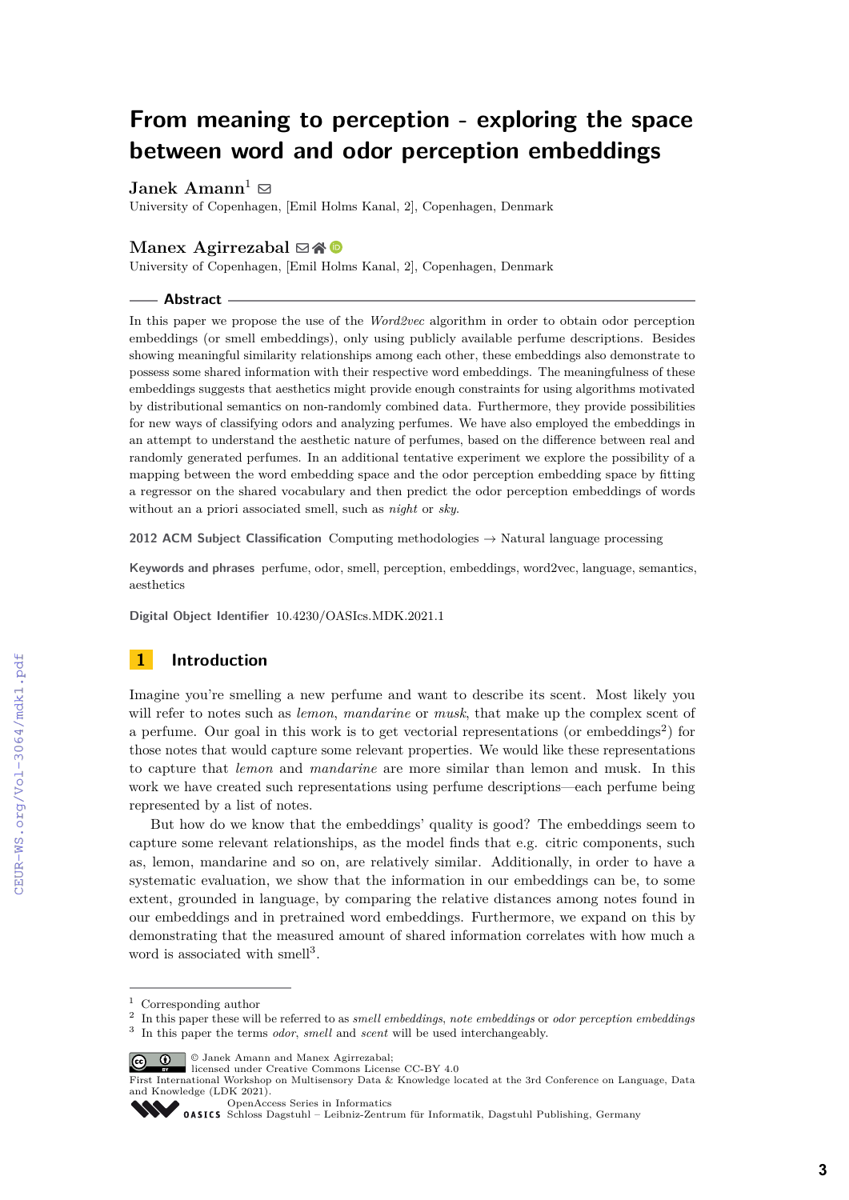# From meaning to perception - exploring the space between word and odor perception embeddings

**Janek Amann**[1]
University of Copenhagen, [Emil Holms Kanal, 2], Copenhagen, Denmark

**Manex Agirrezabal**
University of Copenhagen, [Emil Holms Kanal, 2], Copenhagen, Denmark

## Abstract

In this paper we propose the use of the *Word2vec* algorithm in order to obtain odor perception embeddings (or smell embeddings), only using publicly available perfume descriptions. Besides showing meaningful similarity relationships among each other, these embeddings also demonstrate to possess some shared information with their respective word embeddings. The meaningfulness of these embeddings suggests that aesthetics might provide enough constraints for using algorithms motivated by distributional semantics on non-randomly combined data. Furthermore, they provide possibilities for new ways of classifying odors and analyzing perfumes. We have also employed the embeddings in an attempt to understand the aesthetic nature of perfumes, based on the difference between real and randomly generated perfumes. In an additional tentative experiment we explore the possibility of a mapping between the word embedding space and the odor perception embedding space by fitting a regressor on the shared vocabulary and then predict the odor perception embeddings of words without an a priori associated smell, such as *night* or *sky*.

**2012 ACM Subject Classification** Computing methodologies → Natural language processing

**Keywords and phrases** perfume, odor, smell, perception, embeddings, word2vec, language, semantics, aesthetics

**Digital Object Identifier** 10.4230/OASIcs.MDK.2021.1

## 1 Introduction

Imagine you're smelling a new perfume and want to describe its scent. Most likely you will refer to notes such as *lemon*, *mandarine* or *musk*, that make up the complex scent of a perfume. Our goal in this work is to get vectorial representations (or embeddings[2]) for those notes that would capture some relevant properties. We would like these representations to capture that *lemon* and *mandarine* are more similar than lemon and musk. In this work we have created such representations using perfume descriptions—each perfume being represented by a list of notes.

But how do we know that the embeddings' quality is good? The embeddings seem to capture some relevant relationships, as the model finds that e.g. citric components, such as, lemon, mandarine and so on, are relatively similar. Additionally, in order to have a systematic evaluation, we show that the information in our embeddings can be, to some extent, grounded in language, by comparing the relative distances among notes found in our embeddings and in pretrained word embeddings. Furthermore, we expand on this by demonstrating that the measured amount of shared information correlates with how much a word is associated with smell[3].

---

[1] Corresponding author
[2] In this paper these will be referred to as *smell embeddings*, *note embeddings* or *odor perception embeddings*
[3] In this paper the terms *odor*, *smell* and *scent* will be used interchangeably.

© Janek Amann and Manex Agirrezabal; licensed under Creative Commons License CC-BY 4.0
First International Workshop on Multisensory Data & Knowledge located at the 3rd Conference on Language, Data and Knowledge (LDK 2021).
OpenAccess Series in Informatics
OASICS Schloss Dagstuhl – Leibniz-Zentrum für Informatik, Dagstuhl Publishing, Germany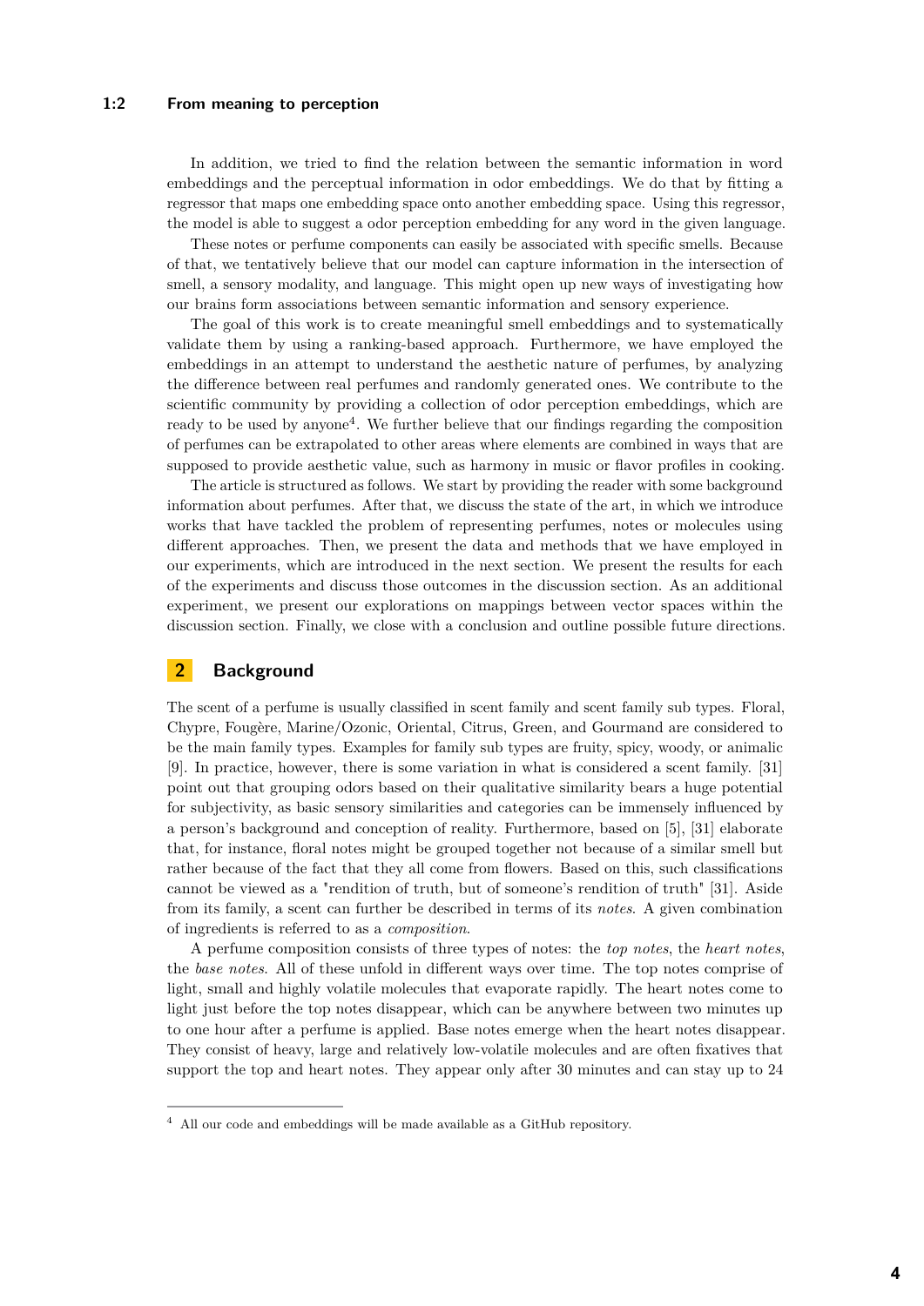In addition, we tried to find the relation between the semantic information in word embeddings and the perceptual information in odor embeddings. We do that by fitting a regressor that maps one embedding space onto another embedding space. Using this regressor, the model is able to suggest a odor perception embedding for any word in the given language.

These notes or perfume components can easily be associated with specific smells. Because of that, we tentatively believe that our model can capture information in the intersection of smell, a sensory modality, and language. This might open up new ways of investigating how our brains form associations between semantic information and sensory experience.

The goal of this work is to create meaningful smell embeddings and to systematically validate them by using a ranking-based approach. Furthermore, we have employed the embeddings in an attempt to understand the aesthetic nature of perfumes, by analyzing the difference between real perfumes and randomly generated ones. We contribute to the scientific community by providing a collection of odor perception embeddings, which are ready to be used by anyone[4]. We further believe that our findings regarding the composition of perfumes can be extrapolated to other areas where elements are combined in ways that are supposed to provide aesthetic value, such as harmony in music or flavor profiles in cooking.

The article is structured as follows. We start by providing the reader with some background information about perfumes. After that, we discuss the state of the art, in which we introduce works that have tackled the problem of representing perfumes, notes or molecules using different approaches. Then, we present the data and methods that we have employed in our experiments, which are introduced in the next section. We present the results for each of the experiments and discuss those outcomes in the discussion section. As an additional experiment, we present our explorations on mappings between vector spaces within the discussion section. Finally, we close with a conclusion and outline possible future directions.

## 2 Background

The scent of a perfume is usually classified in scent family and scent family sub types. Floral, Chypre, Fougère, Marine/Ozonic, Oriental, Citrus, Green, and Gourmand are considered to be the main family types. Examples for family sub types are fruity, spicy, woody, or animalic [9]. In practice, however, there is some variation in what is considered a scent family. [31] point out that grouping odors based on their qualitative similarity bears a huge potential for subjectivity, as basic sensory similarities and categories can be immensely influenced by a person's background and conception of reality. Furthermore, based on [5], [31] elaborate that, for instance, floral notes might be grouped together not because of a similar smell but rather because of the fact that they all come from flowers. Based on this, such classifications cannot be viewed as a "rendition of truth, but of someone's rendition of truth" [31]. Aside from its family, a scent can further be described in terms of its *notes*. A given combination of ingredients is referred to as a *composition*.

A perfume composition consists of three types of notes: the *top notes*, the *heart notes*, the *base notes*. All of these unfold in different ways over time. The top notes comprise of light, small and highly volatile molecules that evaporate rapidly. The heart notes come to light just before the top notes disappear, which can be anywhere between two minutes up to one hour after a perfume is applied. Base notes emerge when the heart notes disappear. They consist of heavy, large and relatively low-volatile molecules and are often fixatives that support the top and heart notes. They appear only after 30 minutes and can stay up to 24

[4] All our code and embeddings will be made available as a GitHub repository.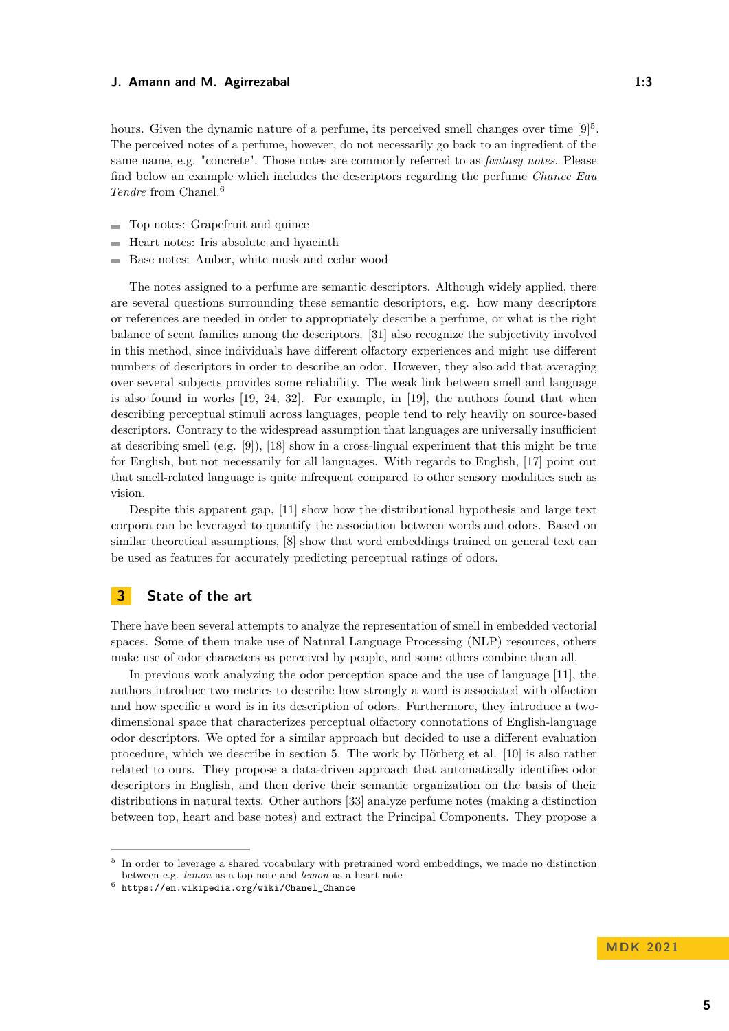hours. Given the dynamic nature of a perfume, its perceived smell changes over time [9][5]. The perceived notes of a perfume, however, do not necessarily go back to an ingredient of the same name, e.g. "concrete". Those notes are commonly referred to as *fantasy notes*. Please find below an example which includes the descriptors regarding the perfume *Chance Eau Tendre* from Chanel.[6]

- Top notes: Grapefruit and quince
- Heart notes: Iris absolute and hyacinth
- Base notes: Amber, white musk and cedar wood

The notes assigned to a perfume are semantic descriptors. Although widely applied, there are several questions surrounding these semantic descriptors, e.g. how many descriptors or references are needed in order to appropriately describe a perfume, or what is the right balance of scent families among the descriptors. [31] also recognize the subjectivity involved in this method, since individuals have different olfactory experiences and might use different numbers of descriptors in order to describe an odor. However, they also add that averaging over several subjects provides some reliability. The weak link between smell and language is also found in works [19, 24, 32]. For example, in [19], the authors found that when describing perceptual stimuli across languages, people tend to rely heavily on source-based descriptors. Contrary to the widespread assumption that languages are universally insufficient at describing smell (e.g. [9]), [18] show in a cross-lingual experiment that this might be true for English, but not necessarily for all languages. With regards to English, [17] point out that smell-related language is quite infrequent compared to other sensory modalities such as vision.

Despite this apparent gap, [11] show how the distributional hypothesis and large text corpora can be leveraged to quantify the association between words and odors. Based on similar theoretical assumptions, [8] show that word embeddings trained on general text can be used as features for accurately predicting perceptual ratings of odors.

## 3 State of the art

There have been several attempts to analyze the representation of smell in embedded vectorial spaces. Some of them make use of Natural Language Processing (NLP) resources, others make use of odor characters as perceived by people, and some others combine them all.

In previous work analyzing the odor perception space and the use of language [11], the authors introduce two metrics to describe how strongly a word is associated with olfaction and how specific a word is in its description of odors. Furthermore, they introduce a two-dimensional space that characterizes perceptual olfactory connotations of English-language odor descriptors. We opted for a similar approach but decided to use a different evaluation procedure, which we describe in section 5. The work by Hörberg et al. [10] is also rather related to ours. They propose a data-driven approach that automatically identifies odor descriptors in English, and then derive their semantic organization on the basis of their distributions in natural texts. Other authors [33] analyze perfume notes (making a distinction between top, heart and base notes) and extract the Principal Components. They propose a

---

[5] In order to leverage a shared vocabulary with pretrained word embeddings, we made no distinction between e.g. *lemon* as a top note and *lemon* as a heart note

[6] https://en.wikipedia.org/wiki/Chanel_Chance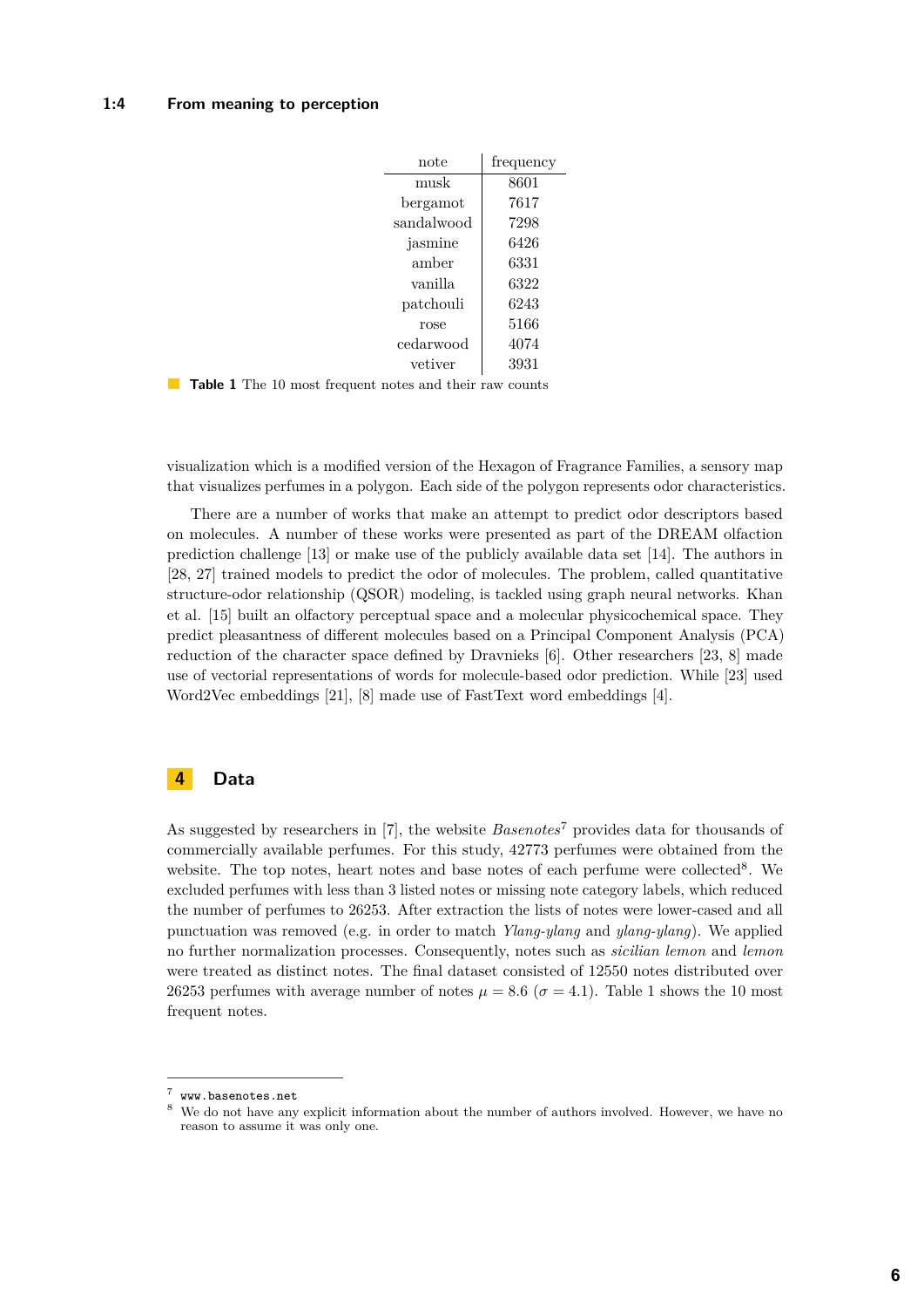| note | frequency |
|---|---|
| musk | 8601 |
| bergamot | 7617 |
| sandalwood | 7298 |
| jasmine | 6426 |
| amber | 6331 |
| vanilla | 6322 |
| patchouli | 6243 |
| rose | 5166 |
| cedarwood | 4074 |
| vetiver | 3931 |

**Table 1** The 10 most frequent notes and their raw counts

visualization which is a modified version of the Hexagon of Fragrance Families, a sensory map that visualizes perfumes in a polygon. Each side of the polygon represents odor characteristics.

There are a number of works that make an attempt to predict odor descriptors based on molecules. A number of these works were presented as part of the DREAM olfaction prediction challenge [13] or make use of the publicly available data set [14]. The authors in [28, 27] trained models to predict the odor of molecules. The problem, called quantitative structure-odor relationship (QSOR) modeling, is tackled using graph neural networks. Khan et al. [15] built an olfactory perceptual space and a molecular physicochemical space. They predict pleasantness of different molecules based on a Principal Component Analysis (PCA) reduction of the character space defined by Dravnieks [6]. Other researchers [23, 8] made use of vectorial representations of words for molecule-based odor prediction. While [23] used Word2Vec embeddings [21], [8] made use of FastText word embeddings [4].

## 4 Data

As suggested by researchers in [7], the website *Basenotes*[7] provides data for thousands of commercially available perfumes. For this study, 42773 perfumes were obtained from the website. The top notes, heart notes and base notes of each perfume were collected[8]. We excluded perfumes with less than 3 listed notes or missing note category labels, which reduced the number of perfumes to 26253. After extraction the lists of notes were lower-cased and all punctuation was removed (e.g. in order to match *Ylang-ylang* and *ylang-ylang*). We applied no further normalization processes. Consequently, notes such as *sicilian lemon* and *lemon* were treated as distinct notes. The final dataset consisted of 12550 notes distributed over 26253 perfumes with average number of notes $\mu = 8.6$ ($\sigma = 4.1$). Table 1 shows the 10 most frequent notes.

---

[7] www.basenotes.net

[8] We do not have any explicit information about the number of authors involved. However, we have no reason to assume it was only one.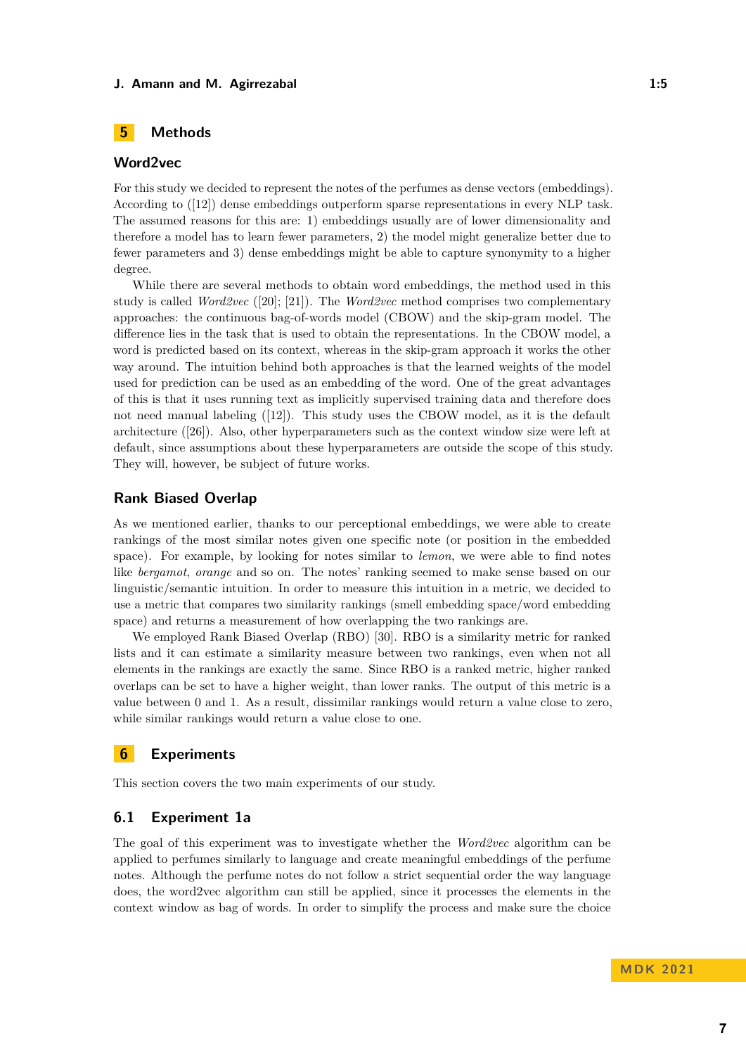## 5 Methods

### Word2vec

For this study we decided to represent the notes of the perfumes as dense vectors (embeddings). According to ([12]) dense embeddings outperform sparse representations in every NLP task. The assumed reasons for this are: 1) embeddings usually are of lower dimensionality and therefore a model has to learn fewer parameters, 2) the model might generalize better due to fewer parameters and 3) dense embeddings might be able to capture synonymity to a higher degree.

While there are several methods to obtain word embeddings, the method used in this study is called *Word2vec* ([20]; [21]). The *Word2vec* method comprises two complementary approaches: the continuous bag-of-words model (CBOW) and the skip-gram model. The difference lies in the task that is used to obtain the representations. In the CBOW model, a word is predicted based on its context, whereas in the skip-gram approach it works the other way around. The intuition behind both approaches is that the learned weights of the model used for prediction can be used as an embedding of the word. One of the great advantages of this is that it uses running text as implicitly supervised training data and therefore does not need manual labeling ([12]). This study uses the CBOW model, as it is the default architecture ([26]). Also, other hyperparameters such as the context window size were left at default, since assumptions about these hyperparameters are outside the scope of this study. They will, however, be subject of future works.

### Rank Biased Overlap

As we mentioned earlier, thanks to our perceptional embeddings, we were able to create rankings of the most similar notes given one specific note (or position in the embedded space). For example, by looking for notes similar to *lemon*, we were able to find notes like *bergamot*, *orange* and so on. The notes' ranking seemed to make sense based on our linguistic/semantic intuition. In order to measure this intuition in a metric, we decided to use a metric that compares two similarity rankings (smell embedding space/word embedding space) and returns a measurement of how overlapping the two rankings are.

We employed Rank Biased Overlap (RBO) [30]. RBO is a similarity metric for ranked lists and it can estimate a similarity measure between two rankings, even when not all elements in the rankings are exactly the same. Since RBO is a ranked metric, higher ranked overlaps can be set to have a higher weight, than lower ranks. The output of this metric is a value between 0 and 1. As a result, dissimilar rankings would return a value close to zero, while similar rankings would return a value close to one.

## 6 Experiments

This section covers the two main experiments of our study.

### 6.1 Experiment 1a

The goal of this experiment was to investigate whether the *Word2vec* algorithm can be applied to perfumes similarly to language and create meaningful embeddings of the perfume notes. Although the perfume notes do not follow a strict sequential order the way language does, the word2vec algorithm can still be applied, since it processes the elements in the context window as bag of words. In order to simplify the process and make sure the choice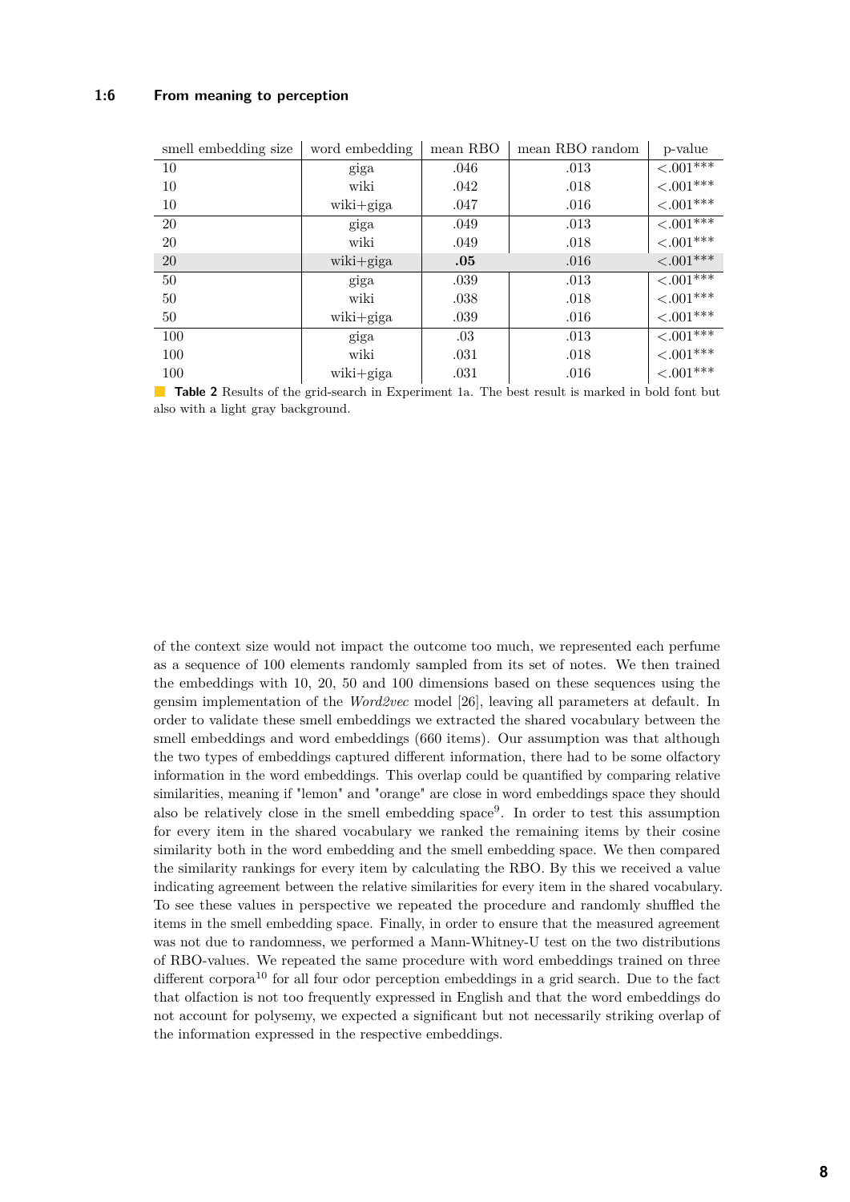| smell embedding size | word embedding | mean RBO | mean RBO random | p-value |
|---|---|---|---|---|
| 10 | giga | .046 | .013 | $<.001^{***}$ |
| 10 | wiki | .042 | .018 | $<.001^{***}$ |
| 10 | wiki+giga | .047 | .016 | $<.001^{***}$ |
| 20 | giga | .049 | .013 | $<.001^{***}$ |
| 20 | wiki | .049 | .018 | $<.001^{***}$ |
| 20 | wiki+giga | **.05** | .016 | $<.001^{***}$ |
| 50 | giga | .039 | .013 | $<.001^{***}$ |
| 50 | wiki | .038 | .018 | $<.001^{***}$ |
| 50 | wiki+giga | .039 | .016 | $<.001^{***}$ |
| 100 | giga | .03 | .013 | $<.001^{***}$ |
| 100 | wiki | .031 | .018 | $<.001^{***}$ |
| 100 | wiki+giga | .031 | .016 | $<.001^{***}$ |

**Table 2** Results of the grid-search in Experiment 1a. The best result is marked in bold font but also with a light gray background.

of the context size would not impact the outcome too much, we represented each perfume as a sequence of 100 elements randomly sampled from its set of notes. We then trained the embeddings with 10, 20, 50 and 100 dimensions based on these sequences using the gensim implementation of the *Word2vec* model [26], leaving all parameters at default. In order to validate these smell embeddings we extracted the shared vocabulary between the smell embeddings and word embeddings (660 items). Our assumption was that although the two types of embeddings captured different information, there had to be some olfactory information in the word embeddings. This overlap could be quantified by comparing relative similarities, meaning if "lemon" and "orange" are close in word embeddings space they should also be relatively close in the smell embedding space[9]. In order to test this assumption for every item in the shared vocabulary we ranked the remaining items by their cosine similarity both in the word embedding and the smell embedding space. We then compared the similarity rankings for every item by calculating the RBO. By this we received a value indicating agreement between the relative similarities for every item in the shared vocabulary. To see these values in perspective we repeated the procedure and randomly shuffled the items in the smell embedding space. Finally, in order to ensure that the measured agreement was not due to randomness, we performed a Mann-Whitney-U test on the two distributions of RBO-values. We repeated the same procedure with word embeddings trained on three different corpora[10] for all four odor perception embeddings in a grid search. Due to the fact that olfaction is not too frequently expressed in English and that the word embeddings do not account for polysemy, we expected a significant but not necessarily striking overlap of the information expressed in the respective embeddings.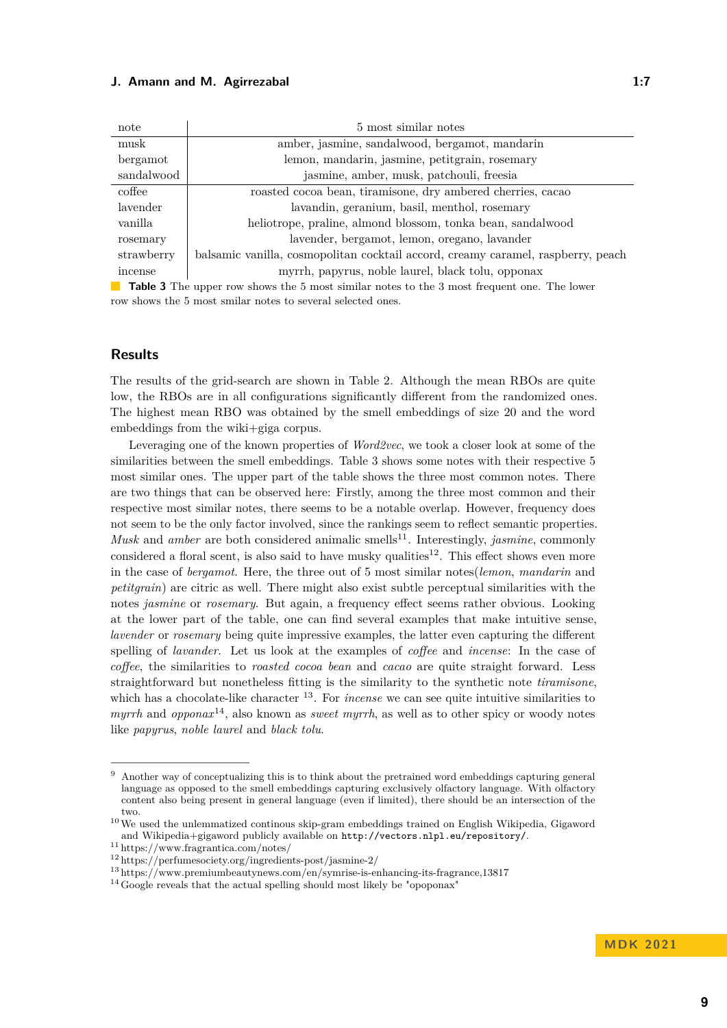| note | 5 most similar notes |
|---|---|
| musk | amber, jasmine, sandalwood, bergamot, mandarin |
| bergamot | lemon, mandarin, jasmine, petitgrain, rosemary |
| sandalwood | jasmine, amber, musk, patchouli, freesia |
| coffee | roasted cocoa bean, tiramisone, dry ambered cherries, cacao |
| lavender | lavandin, geranium, basil, menthol, rosemary |
| vanilla | heliotrope, praline, almond blossom, tonka bean, sandalwood |
| rosemary | lavender, bergamot, lemon, oregano, lavander |
| strawberry | balsamic vanilla, cosmopolitan cocktail accord, creamy caramel, raspberry, peach |
| incense | myrrh, papyrus, noble laurel, black tolu, opponax |

**Table 3** The upper row shows the 5 most similar notes to the 3 most frequent one. The lower row shows the 5 most smilar notes to several selected ones.

## Results

The results of the grid-search are shown in Table 2. Although the mean RBOs are quite low, the RBOs are in all configurations significantly different from the randomized ones. The highest mean RBO was obtained by the smell embeddings of size 20 and the word embeddings from the wiki+giga corpus.

Leveraging one of the known properties of *Word2vec*, we took a closer look at some of the similarities between the smell embeddings. Table 3 shows some notes with their respective 5 most similar ones. The upper part of the table shows the three most common notes. There are two things that can be observed here: Firstly, among the three most common and their respective most similar notes, there seems to be a notable overlap. However, frequency does not seem to be the only factor involved, since the rankings seem to reflect semantic properties. *Musk* and *amber* are both considered animalic smells[11]. Interestingly, *jasmine*, commonly considered a floral scent, is also said to have musky qualities[12]. This effect shows even more in the case of *bergamot*. Here, the three out of 5 most similar notes(*lemon*, *mandarin* and *petitgrain*) are citric as well. There might also exist subtle perceptual similarities with the notes *jasmine* or *rosemary*. But again, a frequency effect seems rather obvious. Looking at the lower part of the table, one can find several examples that make intuitive sense, *lavender* or *rosemary* being quite impressive examples, the latter even capturing the different spelling of *lavander*. Let us look at the examples of *coffee* and *incense*: In the case of *coffee*, the similarities to *roasted cocoa bean* and *cacao* are quite straight forward. Less straightforward but nonetheless fitting is the similarity to the synthetic note *tiramisone*, which has a chocolate-like character [13]. For *incense* we can see quite intuitive similarities to *myrrh* and *opponax*[14], also known as *sweet myrrh*, as well as to other spicy or woody notes like *papyrus*, *noble laurel* and *black tolu*.

---

[9] Another way of conceptualizing this is to think about the pretrained word embeddings capturing general language as opposed to the smell embeddings capturing exclusively olfactory language. With olfactory content also being present in general language (even if limited), there should be an intersection of the two.

[10] We used the unlemmatized continous skip-gram embeddings trained on English Wikipedia, Gigaword and Wikipedia+gigaword publicly available on `http://vectors.nlpl.eu/repository/`.

[11] https://www.fragrantica.com/notes/

[12] https://perfumesociety.org/ingredients-post/jasmine-2/

[13] https://www.premiumbeautynews.com/en/symrise-is-enhancing-its-fragrance,13817

[14] Google reveals that the actual spelling should most likely be "opoponax"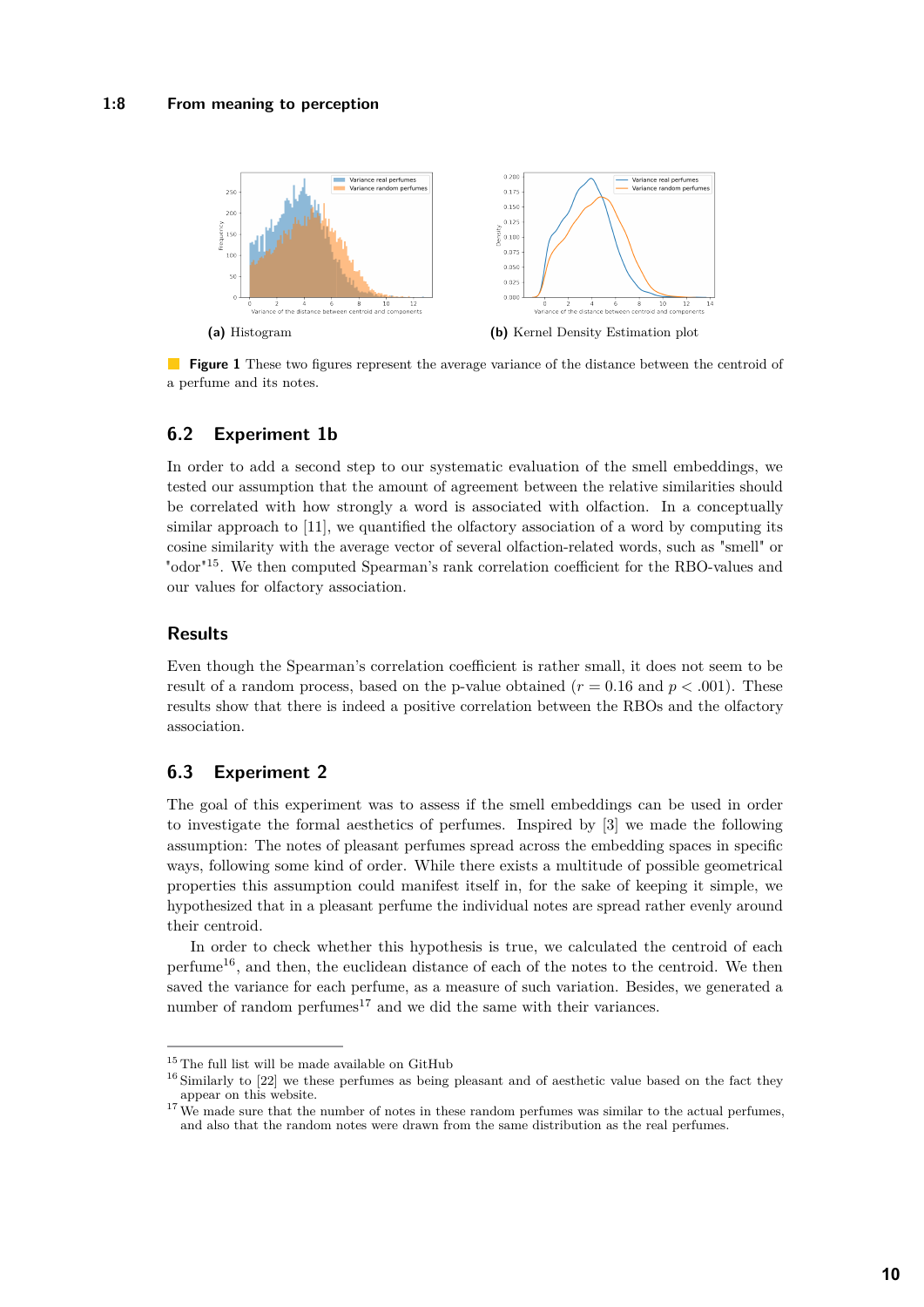(a) Histogram

(b) Kernel Density Estimation plot

**Figure 1** These two figures represent the average variance of the distance between the centroid of a perfume and its notes.

## 6.2 Experiment 1b

In order to add a second step to our systematic evaluation of the smell embeddings, we tested our assumption that the amount of agreement between the relative similarities should be correlated with how strongly a word is associated with olfaction. In a conceptually similar approach to [11], we quantified the olfactory association of a word by computing its cosine similarity with the average vector of several olfaction-related words, such as "smell" or "odor"[15]. We then computed Spearman's rank correlation coefficient for the RBO-values and our values for olfactory association.

### Results

Even though the Spearman's correlation coefficient is rather small, it does not seem to be result of a random process, based on the p-value obtained ($r = 0.16$ and $p < .001$). These results show that there is indeed a positive correlation between the RBOs and the olfactory association.

## 6.3 Experiment 2

The goal of this experiment was to assess if the smell embeddings can be used in order to investigate the formal aesthetics of perfumes. Inspired by [3] we made the following assumption: The notes of pleasant perfumes spread across the embedding spaces in specific ways, following some kind of order. While there exists a multitude of possible geometrical properties this assumption could manifest itself in, for the sake of keeping it simple, we hypothesized that in a pleasant perfume the individual notes are spread rather evenly around their centroid.

In order to check whether this hypothesis is true, we calculated the centroid of each perfume[16], and then, the euclidean distance of each of the notes to the centroid. We then saved the variance for each perfume, as a measure of such variation. Besides, we generated a number of random perfumes[17] and we did the same with their variances.

---

[15] The full list will be made available on GitHub

[16] Similarly to [22] we these perfumes as being pleasant and of aesthetic value based on the fact they appear on this website.

[17] We made sure that the number of notes in these random perfumes was similar to the actual perfumes, and also that the random notes were drawn from the same distribution as the real perfumes.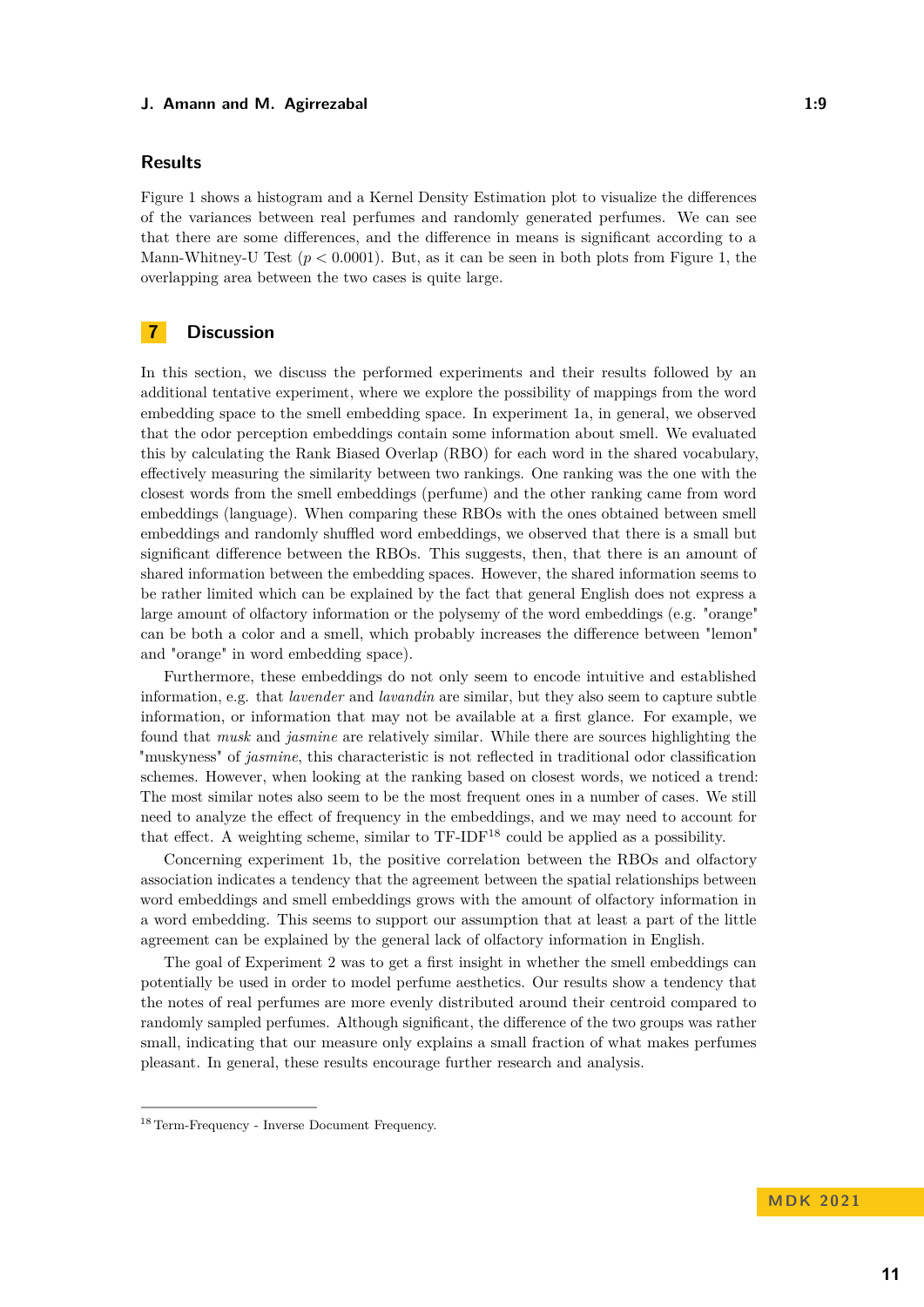### Results

Figure 1 shows a histogram and a Kernel Density Estimation plot to visualize the differences of the variances between real perfumes and randomly generated perfumes. We can see that there are some differences, and the difference in means is significant according to a Mann-Whitney-U Test ($p < 0.0001$). But, as it can be seen in both plots from Figure 1, the overlapping area between the two cases is quite large.

## 7 Discussion

In this section, we discuss the performed experiments and their results followed by an additional tentative experiment, where we explore the possibility of mappings from the word embedding space to the smell embedding space. In experiment 1a, in general, we observed that the odor perception embeddings contain some information about smell. We evaluated this by calculating the Rank Biased Overlap (RBO) for each word in the shared vocabulary, effectively measuring the similarity between two rankings. One ranking was the one with the closest words from the smell embeddings (perfume) and the other ranking came from word embeddings (language). When comparing these RBOs with the ones obtained between smell embeddings and randomly shuffled word embeddings, we observed that there is a small but significant difference between the RBOs. This suggests, then, that there is an amount of shared information between the embedding spaces. However, the shared information seems to be rather limited which can be explained by the fact that general English does not express a large amount of olfactory information or the polysemy of the word embeddings (e.g. "orange" can be both a color and a smell, which probably increases the difference between "lemon" and "orange" in word embedding space).

Furthermore, these embeddings do not only seem to encode intuitive and established information, e.g. that *lavender* and *lavandin* are similar, but they also seem to capture subtle information, or information that may not be available at a first glance. For example, we found that *musk* and *jasmine* are relatively similar. While there are sources highlighting the "muskyness" of *jasmine*, this characteristic is not reflected in traditional odor classification schemes. However, when looking at the ranking based on closest words, we noticed a trend: The most similar notes also seem to be the most frequent ones in a number of cases. We still need to analyze the effect of frequency in the embeddings, and we may need to account for that effect. A weighting scheme, similar to TF-IDF[18] could be applied as a possibility.

Concerning experiment 1b, the positive correlation between the RBOs and olfactory association indicates a tendency that the agreement between the spatial relationships between word embeddings and smell embeddings grows with the amount of olfactory information in a word embedding. This seems to support our assumption that at least a part of the little agreement can be explained by the general lack of olfactory information in English.

The goal of Experiment 2 was to get a first insight in whether the smell embeddings can potentially be used in order to model perfume aesthetics. Our results show a tendency that the notes of real perfumes are more evenly distributed around their centroid compared to randomly sampled perfumes. Although significant, the difference of the two groups was rather small, indicating that our measure only explains a small fraction of what makes perfumes pleasant. In general, these results encourage further research and analysis.

[18] Term-Frequency - Inverse Document Frequency.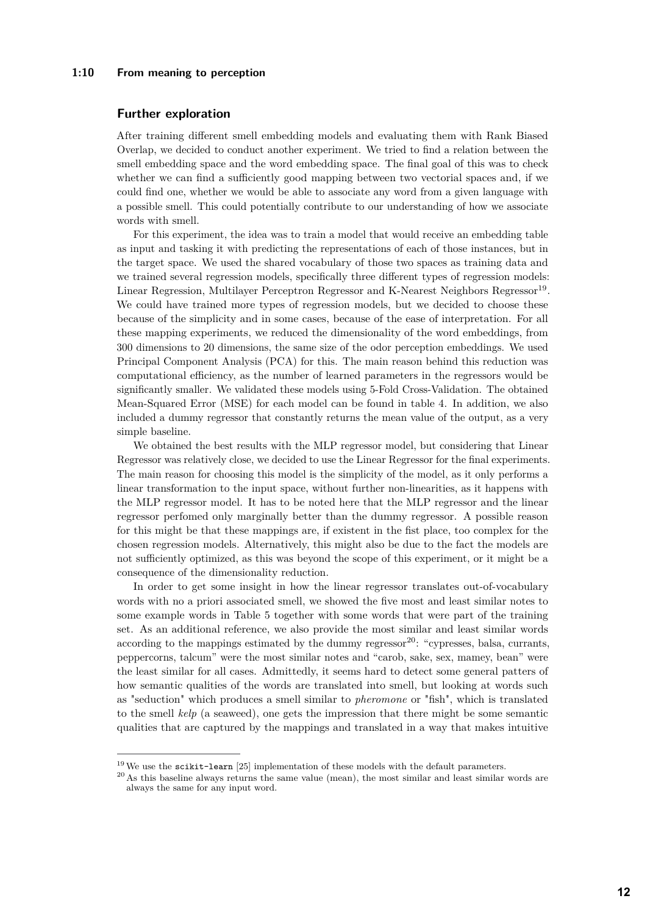## Further exploration

After training different smell embedding models and evaluating them with Rank Biased Overlap, we decided to conduct another experiment. We tried to find a relation between the smell embedding space and the word embedding space. The final goal of this was to check whether we can find a sufficiently good mapping between two vectorial spaces and, if we could find one, whether we would be able to associate any word from a given language with a possible smell. This could potentially contribute to our understanding of how we associate words with smell.

For this experiment, the idea was to train a model that would receive an embedding table as input and tasking it with predicting the representations of each of those instances, but in the target space. We used the shared vocabulary of those two spaces as training data and we trained several regression models, specifically three different types of regression models: Linear Regression, Multilayer Perceptron Regressor and K-Nearest Neighbors Regressor[19]. We could have trained more types of regression models, but we decided to choose these because of the simplicity and in some cases, because of the ease of interpretation. For all these mapping experiments, we reduced the dimensionality of the word embeddings, from 300 dimensions to 20 dimensions, the same size of the odor perception embeddings. We used Principal Component Analysis (PCA) for this. The main reason behind this reduction was computational efficiency, as the number of learned parameters in the regressors would be significantly smaller. We validated these models using 5-Fold Cross-Validation. The obtained Mean-Squared Error (MSE) for each model can be found in table 4. In addition, we also included a dummy regressor that constantly returns the mean value of the output, as a very simple baseline.

We obtained the best results with the MLP regressor model, but considering that Linear Regressor was relatively close, we decided to use the Linear Regressor for the final experiments. The main reason for choosing this model is the simplicity of the model, as it only performs a linear transformation to the input space, without further non-linearities, as it happens with the MLP regressor model. It has to be noted here that the MLP regressor and the linear regressor perfomed only marginally better than the dummy regressor. A possible reason for this might be that these mappings are, if existent in the fist place, too complex for the chosen regression models. Alternatively, this might also be due to the fact the models are not sufficiently optimized, as this was beyond the scope of this experiment, or it might be a consequence of the dimensionality reduction.

In order to get some insight in how the linear regressor translates out-of-vocabulary words with no a priori associated smell, we showed the five most and least similar notes to some example words in Table 5 together with some words that were part of the training set. As an additional reference, we also provide the most similar and least similar words according to the mappings estimated by the dummy regressor[20]: "cypresses, balsa, currants, peppercorns, talcum" were the most similar notes and "carob, sake, sex, mamey, bean" were the least similar for all cases. Admittedly, it seems hard to detect some general patters of how semantic qualities of the words are translated into smell, but looking at words such as "seduction" which produces a smell similar to *pheromone* or "fish", which is translated to the smell *kelp* (a seaweed), one gets the impression that there might be some semantic qualities that are captured by the mappings and translated in a way that makes intuitive

[19] We use the `scikit-learn` [25] implementation of these models with the default parameters.

[20] As this baseline always returns the same value (mean), the most similar and least similar words are always the same for any input word.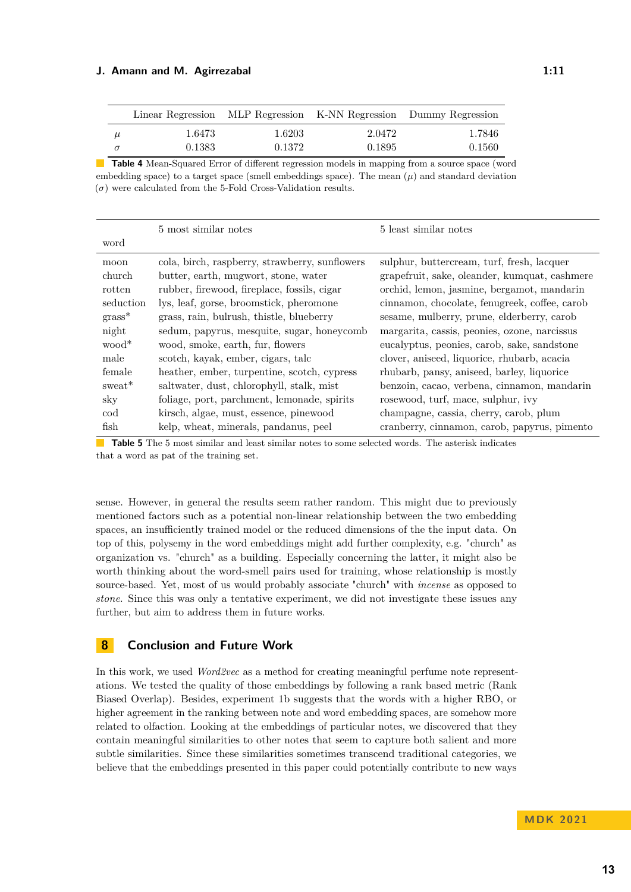| | Linear Regression | MLP Regression | K-NN Regression | Dummy Regression |
|---|---|---|---|---|
| $\mu$ | 1.6473 | 1.6203 | 2.0472 | 1.7846 |
| $\sigma$ | 0.1383 | 0.1372 | 0.1895 | 0.1560 |

**Table 4** Mean-Squared Error of different regression models in mapping from a source space (word embedding space) to a target space (smell embeddings space). The mean ($\mu$) and standard deviation ($\sigma$) were calculated from the 5-Fold Cross-Validation results.

| word | 5 most similar notes | 5 least similar notes |
|---|---|---|
| moon | cola, birch, raspberry, strawberry, sunflowers | sulphur, buttercream, turf, fresh, lacquer |
| church | butter, earth, mugwort, stone, water | grapefruit, sake, oleander, kumquat, cashmere |
| rotten | rubber, firewood, fireplace, fossils, cigar | orchid, lemon, jasmine, bergamot, mandarin |
| seduction | lys, leaf, gorse, broomstick, pheromone | cinnamon, chocolate, fenugreek, coffee, carob |
| grass* | grass, rain, bulrush, thistle, blueberry | sesame, mulberry, prune, elderberry, carob |
| night | sedum, papyrus, mesquite, sugar, honeycomb | margarita, cassis, peonies, ozone, narcissus |
| wood* | wood, smoke, earth, fur, flowers | eucalyptus, peonies, carob, sake, sandstone |
| male | scotch, kayak, ember, cigars, talc | clover, aniseed, liquorice, rhubarb, acacia |
| female | heather, ember, turpentine, scotch, cypress | rhubarb, pansy, aniseed, barley, liquorice |
| sweat* | saltwater, dust, chlorophyll, stalk, mist | benzoin, cacao, verbena, cinnamon, mandarin |
| sky | foliage, port, parchment, lemonade, spirits | rosewood, turf, mace, sulphur, ivy |
| cod | kirsch, algae, must, essence, pinewood | champagne, cassia, cherry, carob, plum |
| fish | kelp, wheat, minerals, pandanus, peel | cranberry, cinnamon, carob, papyrus, pimento |

**Table 5** The 5 most similar and least similar notes to some selected words. The asterisk indicates that a word as pat of the training set.

sense. However, in general the results seem rather random. This might due to previously mentioned factors such as a potential non-linear relationship between the two embedding spaces, an insufficiently trained model or the reduced dimensions of the the input data. On top of this, polysemy in the word embeddings might add further complexity, e.g. "church" as organization vs. "church" as a building. Especially concerning the latter, it might also be worth thinking about the word-smell pairs used for training, whose relationship is mostly source-based. Yet, most of us would probably associate "church" with *incense* as opposed to *stone*. Since this was only a tentative experiment, we did not investigate these issues any further, but aim to address them in future works.

## 8 Conclusion and Future Work

In this work, we used *Word2vec* as a method for creating meaningful perfume note representations. We tested the quality of those embeddings by following a rank based metric (Rank Biased Overlap). Besides, experiment 1b suggests that the words with a higher RBO, or higher agreement in the ranking between note and word embedding spaces, are somehow more related to olfaction. Looking at the embeddings of particular notes, we discovered that they contain meaningful similarities to other notes that seem to capture both salient and more subtle similarities. Since these similarities sometimes transcend traditional categories, we believe that the embeddings presented in this paper could potentially contribute to new ways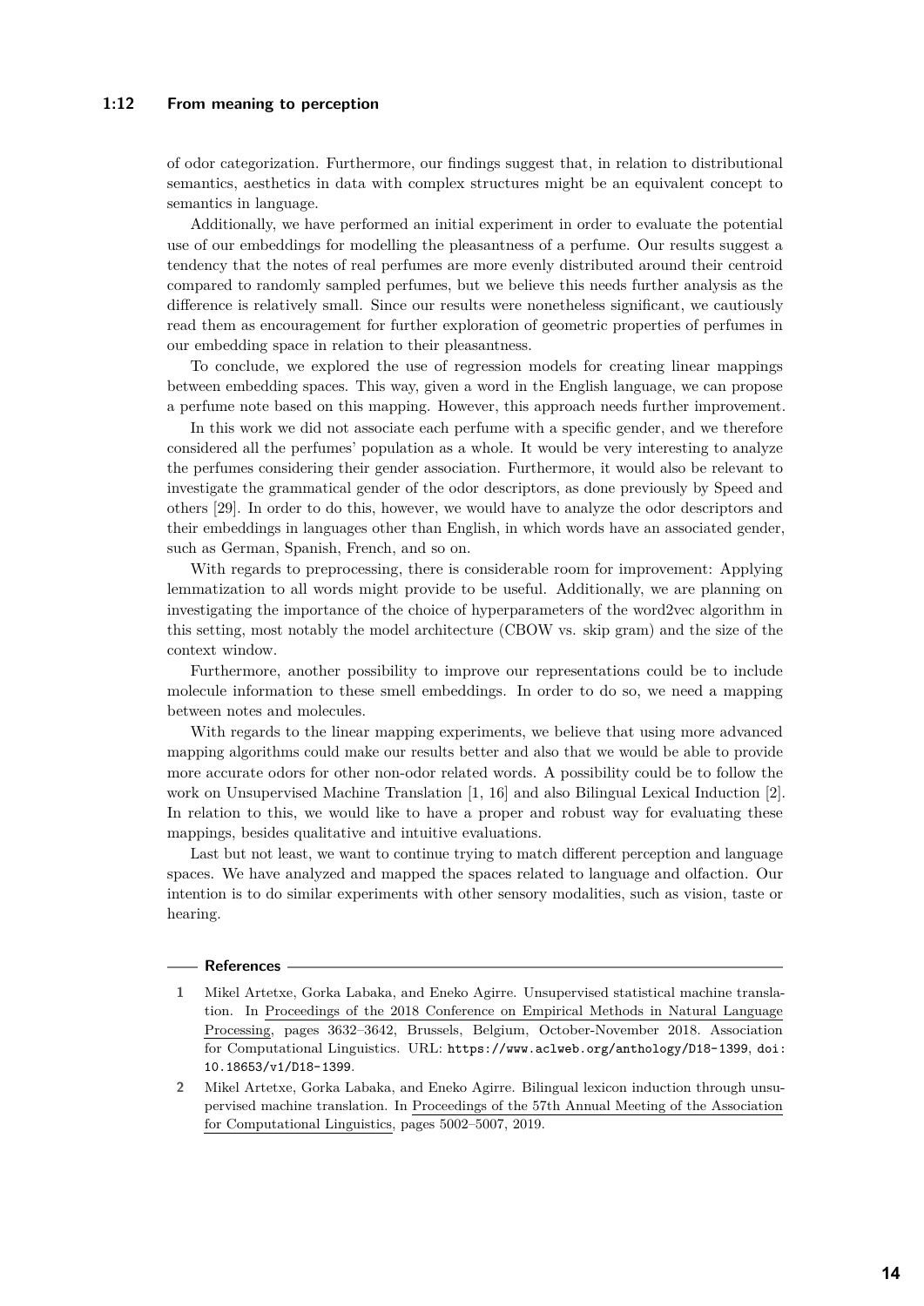of odor categorization. Furthermore, our findings suggest that, in relation to distributional semantics, aesthetics in data with complex structures might be an equivalent concept to semantics in language.

Additionally, we have performed an initial experiment in order to evaluate the potential use of our embeddings for modelling the pleasantness of a perfume. Our results suggest a tendency that the notes of real perfumes are more evenly distributed around their centroid compared to randomly sampled perfumes, but we believe this needs further analysis as the difference is relatively small. Since our results were nonetheless significant, we cautiously read them as encouragement for further exploration of geometric properties of perfumes in our embedding space in relation to their pleasantness.

To conclude, we explored the use of regression models for creating linear mappings between embedding spaces. This way, given a word in the English language, we can propose a perfume note based on this mapping. However, this approach needs further improvement.

In this work we did not associate each perfume with a specific gender, and we therefore considered all the perfumes' population as a whole. It would be very interesting to analyze the perfumes considering their gender association. Furthermore, it would also be relevant to investigate the grammatical gender of the odor descriptors, as done previously by Speed and others [29]. In order to do this, however, we would have to analyze the odor descriptors and their embeddings in languages other than English, in which words have an associated gender, such as German, Spanish, French, and so on.

With regards to preprocessing, there is considerable room for improvement: Applying lemmatization to all words might provide to be useful. Additionally, we are planning on investigating the importance of the choice of hyperparameters of the word2vec algorithm in this setting, most notably the model architecture (CBOW vs. skip gram) and the size of the context window.

Furthermore, another possibility to improve our representations could be to include molecule information to these smell embeddings. In order to do so, we need a mapping between notes and molecules.

With regards to the linear mapping experiments, we believe that using more advanced mapping algorithms could make our results better and also that we would be able to provide more accurate odors for other non-odor related words. A possibility could be to follow the work on Unsupervised Machine Translation [1, 16] and also Bilingual Lexical Induction [2]. In relation to this, we would like to have a proper and robust way for evaluating these mappings, besides qualitative and intuitive evaluations.

Last but not least, we want to continue trying to match different perception and language spaces. We have analyzed and mapped the spaces related to language and olfaction. Our intention is to do similar experiments with other sensory modalities, such as vision, taste or hearing.

## References

1. Mikel Artetxe, Gorka Labaka, and Eneko Agirre. Unsupervised statistical machine translation. In Proceedings of the 2018 Conference on Empirical Methods in Natural Language Processing, pages 3632–3642, Brussels, Belgium, October-November 2018. Association for Computational Linguistics. URL: https://www.aclweb.org/anthology/D18-1399, doi:10.18653/v1/D18-1399.
2. Mikel Artetxe, Gorka Labaka, and Eneko Agirre. Bilingual lexicon induction through unsupervised machine translation. In Proceedings of the 57th Annual Meeting of the Association for Computational Linguistics, pages 5002–5007, 2019.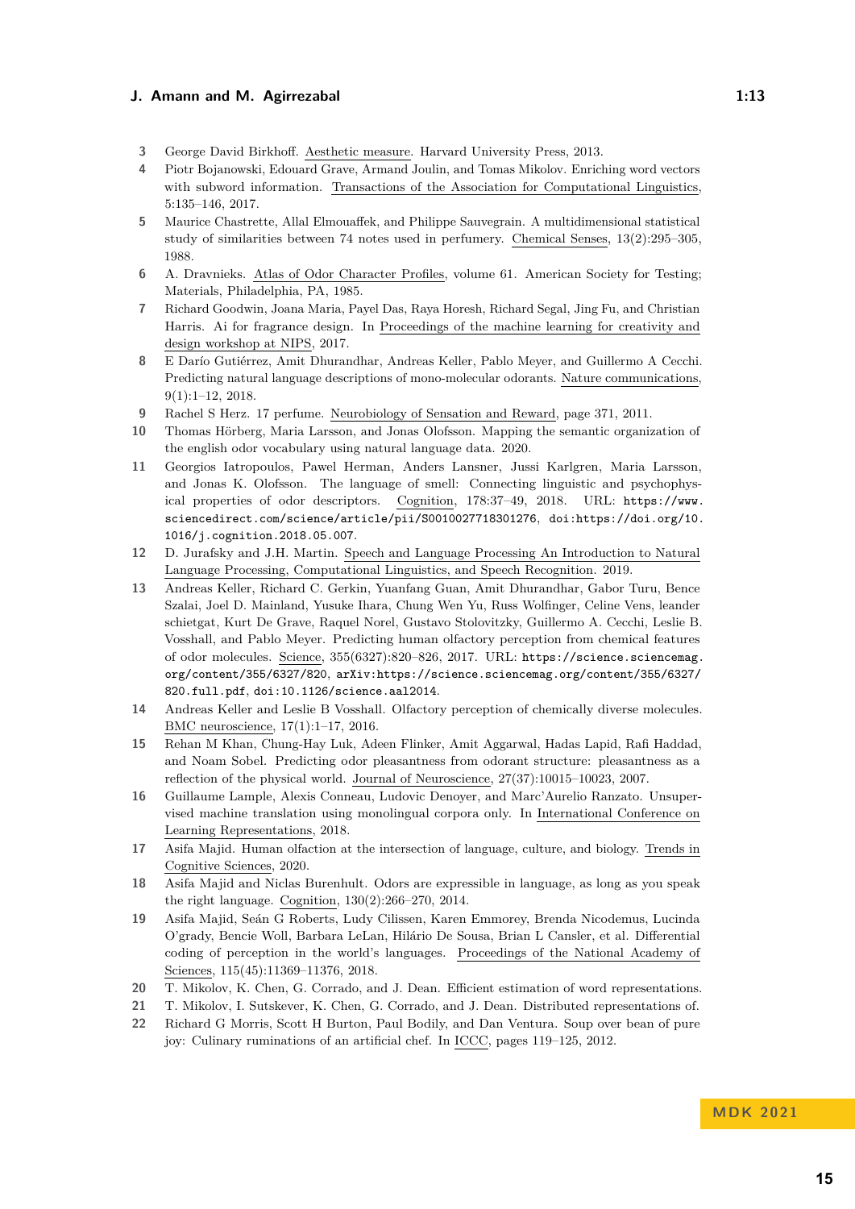3 George David Birkhoff. Aesthetic measure. Harvard University Press, 2013.

4 Piotr Bojanowski, Edouard Grave, Armand Joulin, and Tomas Mikolov. Enriching word vectors with subword information. Transactions of the Association for Computational Linguistics, 5:135–146, 2017.

5 Maurice Chastrette, Allal Elmouaffek, and Philippe Sauvegrain. A multidimensional statistical study of similarities between 74 notes used in perfumery. Chemical Senses, 13(2):295–305, 1988.

6 A. Dravnieks. Atlas of Odor Character Profiles, volume 61. American Society for Testing; Materials, Philadelphia, PA, 1985.

7 Richard Goodwin, Joana Maria, Payel Das, Raya Horesh, Richard Segal, Jing Fu, and Christian Harris. Ai for fragrance design. In Proceedings of the machine learning for creativity and design workshop at NIPS, 2017.

8 E Darío Gutiérrez, Amit Dhurandhar, Andreas Keller, Pablo Meyer, and Guillermo A Cecchi. Predicting natural language descriptions of mono-molecular odorants. Nature communications, 9(1):1–12, 2018.

9 Rachel S Herz. 17 perfume. Neurobiology of Sensation and Reward, page 371, 2011.

10 Thomas Hörberg, Maria Larsson, and Jonas Olofsson. Mapping the semantic organization of the english odor vocabulary using natural language data. 2020.

11 Georgios Iatropoulos, Pawel Herman, Anders Lansner, Jussi Karlgren, Maria Larsson, and Jonas K. Olofsson. The language of smell: Connecting linguistic and psychophysical properties of odor descriptors. Cognition, 178:37–49, 2018. URL: https://www.sciencedirect.com/science/article/pii/S0010027718301276, doi:https://doi.org/10.1016/j.cognition.2018.05.007.

12 D. Jurafsky and J.H. Martin. Speech and Language Processing An Introduction to Natural Language Processing, Computational Linguistics, and Speech Recognition. 2019.

13 Andreas Keller, Richard C. Gerkin, Yuanfang Guan, Amit Dhurandhar, Gabor Turu, Bence Szalai, Joel D. Mainland, Yusuke Ihara, Chung Wen Yu, Russ Wolfinger, Celine Vens, leander schietgat, Kurt De Grave, Raquel Norel, Gustavo Stolovitzky, Guillermo A. Cecchi, Leslie B. Vosshall, and Pablo Meyer. Predicting human olfactory perception from chemical features of odor molecules. Science, 355(6327):820–826, 2017. URL: https://science.sciencemag.org/content/355/6327/820, arXiv:https://science.sciencemag.org/content/355/6327/820.full.pdf, doi:10.1126/science.aal2014.

14 Andreas Keller and Leslie B Vosshall. Olfactory perception of chemically diverse molecules. BMC neuroscience, 17(1):1–17, 2016.

15 Rehan M Khan, Chung-Hay Luk, Adeen Flinker, Amit Aggarwal, Hadas Lapid, Rafi Haddad, and Noam Sobel. Predicting odor pleasantness from odorant structure: pleasantness as a reflection of the physical world. Journal of Neuroscience, 27(37):10015–10023, 2007.

16 Guillaume Lample, Alexis Conneau, Ludovic Denoyer, and Marc'Aurelio Ranzato. Unsupervised machine translation using monolingual corpora only. In International Conference on Learning Representations, 2018.

17 Asifa Majid. Human olfaction at the intersection of language, culture, and biology. Trends in Cognitive Sciences, 2020.

18 Asifa Majid and Niclas Burenhult. Odors are expressible in language, as long as you speak the right language. Cognition, 130(2):266–270, 2014.

19 Asifa Majid, Seán G Roberts, Ludy Cilissen, Karen Emmorey, Brenda Nicodemus, Lucinda O'grady, Bencie Woll, Barbara LeLan, Hilário De Sousa, Brian L Cansler, et al. Differential coding of perception in the world's languages. Proceedings of the National Academy of Sciences, 115(45):11369–11376, 2018.

20 T. Mikolov, K. Chen, G. Corrado, and J. Dean. Efficient estimation of word representations.

21 T. Mikolov, I. Sutskever, K. Chen, G. Corrado, and J. Dean. Distributed representations of.

22 Richard G Morris, Scott H Burton, Paul Bodily, and Dan Ventura. Soup over bean of pure joy: Culinary ruminations of an artificial chef. In ICCC, pages 119–125, 2012.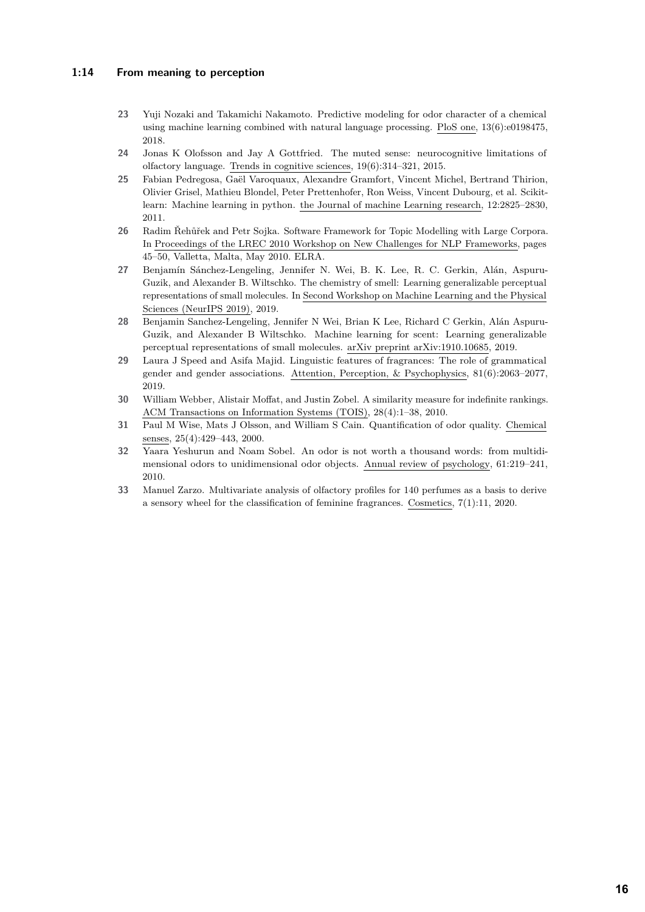23 Yuji Nozaki and Takamichi Nakamoto. Predictive modeling for odor character of a chemical using machine learning combined with natural language processing. PloS one, 13(6):e0198475, 2018.

24 Jonas K Olofsson and Jay A Gottfried. The muted sense: neurocognitive limitations of olfactory language. Trends in cognitive sciences, 19(6):314–321, 2015.

25 Fabian Pedregosa, Gaël Varoquaux, Alexandre Gramfort, Vincent Michel, Bertrand Thirion, Olivier Grisel, Mathieu Blondel, Peter Prettenhofer, Ron Weiss, Vincent Dubourg, et al. Scikit-learn: Machine learning in python. the Journal of machine Learning research, 12:2825–2830, 2011.

26 Radim Řehůřek and Petr Sojka. Software Framework for Topic Modelling with Large Corpora. In Proceedings of the LREC 2010 Workshop on New Challenges for NLP Frameworks, pages 45–50, Valletta, Malta, May 2010. ELRA.

27 Benjamín Sánchez-Lengeling, Jennifer N. Wei, B. K. Lee, R. C. Gerkin, Alán, Aspuru-Guzik, and Alexander B. Wiltschko. The chemistry of smell: Learning generalizable perceptual representations of small molecules. In Second Workshop on Machine Learning and the Physical Sciences (NeurIPS 2019), 2019.

28 Benjamin Sanchez-Lengeling, Jennifer N Wei, Brian K Lee, Richard C Gerkin, Alán Aspuru-Guzik, and Alexander B Wiltschko. Machine learning for scent: Learning generalizable perceptual representations of small molecules. arXiv preprint arXiv:1910.10685, 2019.

29 Laura J Speed and Asifa Majid. Linguistic features of fragrances: The role of grammatical gender and gender associations. Attention, Perception, & Psychophysics, 81(6):2063–2077, 2019.

30 William Webber, Alistair Moffat, and Justin Zobel. A similarity measure for indefinite rankings. ACM Transactions on Information Systems (TOIS), 28(4):1–38, 2010.

31 Paul M Wise, Mats J Olsson, and William S Cain. Quantification of odor quality. Chemical senses, 25(4):429–443, 2000.

32 Yaara Yeshurun and Noam Sobel. An odor is not worth a thousand words: from multidimensional odors to unidimensional odor objects. Annual review of psychology, 61:219–241, 2010.

33 Manuel Zarzo. Multivariate analysis of olfactory profiles for 140 perfumes as a basis to derive a sensory wheel for the classification of feminine fragrances. Cosmetics, 7(1):11, 2020.